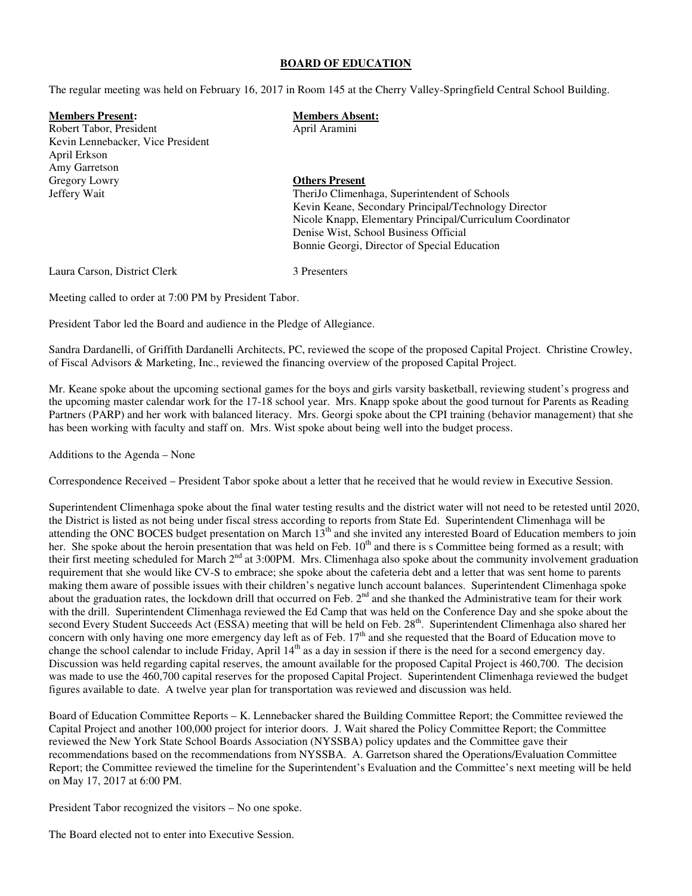**BOARD OF EDUCATION**

The regular meeting was held on February 16, 2017 in Room 145 at the Cherry Valley-Springfield Central School Building.

**Members Present:**
Robert Tabor, President
Kevin Lennebacker, Vice President
April Erkson
Amy Garretson
Gregory Lowry
Jeffery Wait

**Members Absent:**
April Aramini

**Others Present**
TheriJo Climenhaga, Superintendent of Schools
Kevin Keane, Secondary Principal/Technology Director
Nicole Knapp, Elementary Principal/Curriculum Coordinator
Denise Wist, School Business Official
Bonnie Georgi, Director of Special Education

Laura Carson, District Clerk

3 Presenters

Meeting called to order at 7:00 PM by President Tabor.

President Tabor led the Board and audience in the Pledge of Allegiance.

Sandra Dardanelli, of Griffith Dardanelli Architects, PC, reviewed the scope of the proposed Capital Project. Christine Crowley, of Fiscal Advisors & Marketing, Inc., reviewed the financing overview of the proposed Capital Project.

Mr. Keane spoke about the upcoming sectional games for the boys and girls varsity basketball, reviewing student's progress and the upcoming master calendar work for the 17-18 school year. Mrs. Knapp spoke about the good turnout for Parents as Reading Partners (PARP) and her work with balanced literacy. Mrs. Georgi spoke about the CPI training (behavior management) that she has been working with faculty and staff on. Mrs. Wist spoke about being well into the budget process.

Additions to the Agenda – None

Correspondence Received – President Tabor spoke about a letter that he received that he would review in Executive Session.

Superintendent Climenhaga spoke about the final water testing results and the district water will not need to be retested until 2020, the District is listed as not being under fiscal stress according to reports from State Ed. Superintendent Climenhaga will be attending the ONC BOCES budget presentation on March 13th and she invited any interested Board of Education members to join her. She spoke about the heroin presentation that was held on Feb. 10th and there is s Committee being formed as a result; with their first meeting scheduled for March 2nd at 3:00PM. Mrs. Climenhaga also spoke about the community involvement graduation requirement that she would like CV-S to embrace; she spoke about the cafeteria debt and a letter that was sent home to parents making them aware of possible issues with their children's negative lunch account balances. Superintendent Climenhaga spoke about the graduation rates, the lockdown drill that occurred on Feb. 2nd and she thanked the Administrative team for their work with the drill. Superintendent Climenhaga reviewed the Ed Camp that was held on the Conference Day and she spoke about the second Every Student Succeeds Act (ESSA) meeting that will be held on Feb. 28th. Superintendent Climenhaga also shared her concern with only having one more emergency day left as of Feb. 17th and she requested that the Board of Education move to change the school calendar to include Friday, April 14th as a day in session if there is the need for a second emergency day. Discussion was held regarding capital reserves, the amount available for the proposed Capital Project is 460,700. The decision was made to use the 460,700 capital reserves for the proposed Capital Project. Superintendent Climenhaga reviewed the budget figures available to date. A twelve year plan for transportation was reviewed and discussion was held.

Board of Education Committee Reports – K. Lennebacker shared the Building Committee Report; the Committee reviewed the Capital Project and another 100,000 project for interior doors. J. Wait shared the Policy Committee Report; the Committee reviewed the New York State School Boards Association (NYSSBA) policy updates and the Committee gave their recommendations based on the recommendations from NYSSBA. A. Garretson shared the Operations/Evaluation Committee Report; the Committee reviewed the timeline for the Superintendent's Evaluation and the Committee's next meeting will be held on May 17, 2017 at 6:00 PM.

President Tabor recognized the visitors – No one spoke.

The Board elected not to enter into Executive Session.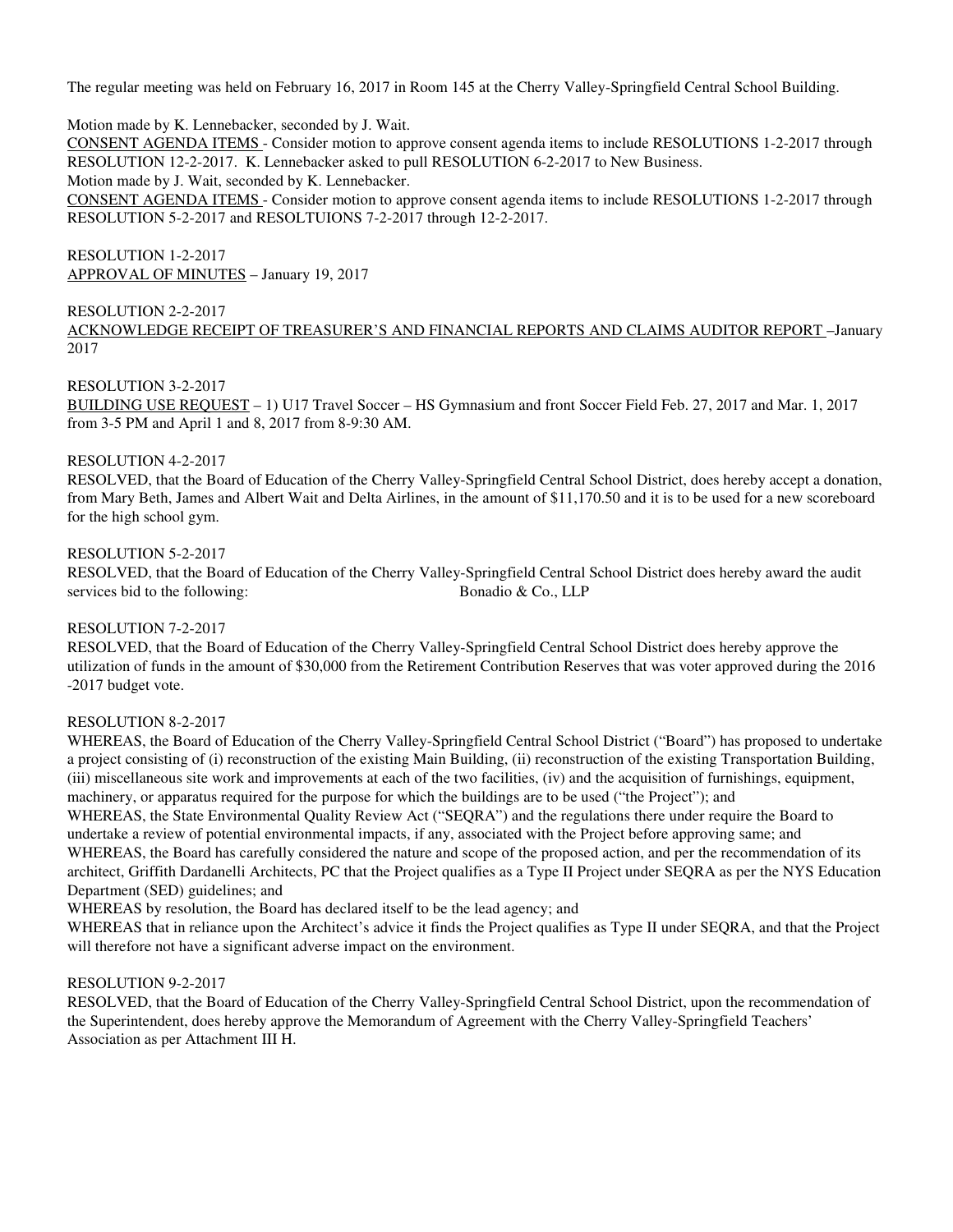The regular meeting was held on February 16, 2017 in Room 145 at the Cherry Valley-Springfield Central School Building.

Motion made by K. Lennebacker, seconded by J. Wait.
<u>CONSENT AGENDA ITEMS</u> - Consider motion to approve consent agenda items to include RESOLUTIONS 1-2-2017 through RESOLUTION 12-2-2017. K. Lennebacker asked to pull RESOLUTION 6-2-2017 to New Business.
Motion made by J. Wait, seconded by K. Lennebacker.
<u>CONSENT AGENDA ITEMS</u> - Consider motion to approve consent agenda items to include RESOLUTIONS 1-2-2017 through RESOLUTION 5-2-2017 and RESOLTUIONS 7-2-2017 through 12-2-2017.

RESOLUTION 1-2-2017
<u>APPROVAL OF MINUTES</u> – January 19, 2017

RESOLUTION 2-2-2017
<u>ACKNOWLEDGE RECEIPT OF TREASURER'S AND FINANCIAL REPORTS AND CLAIMS AUDITOR REPORT</u> –January 2017

RESOLUTION 3-2-2017
<u>BUILDING USE REQUEST</u> – 1) U17 Travel Soccer – HS Gymnasium and front Soccer Field Feb. 27, 2017 and Mar. 1, 2017 from 3-5 PM and April 1 and 8, 2017 from 8-9:30 AM.

RESOLUTION 4-2-2017
RESOLVED, that the Board of Education of the Cherry Valley-Springfield Central School District, does hereby accept a donation, from Mary Beth, James and Albert Wait and Delta Airlines, in the amount of $11,170.50 and it is to be used for a new scoreboard for the high school gym.

RESOLUTION 5-2-2017
RESOLVED, that the Board of Education of the Cherry Valley-Springfield Central School District does hereby award the audit services bid to the following: Bonadio & Co., LLP

RESOLUTION 7-2-2017
RESOLVED, that the Board of Education of the Cherry Valley-Springfield Central School District does hereby approve the utilization of funds in the amount of $30,000 from the Retirement Contribution Reserves that was voter approved during the 2016 -2017 budget vote.

RESOLUTION 8-2-2017
WHEREAS, the Board of Education of the Cherry Valley-Springfield Central School District ("Board") has proposed to undertake a project consisting of (i) reconstruction of the existing Main Building, (ii) reconstruction of the existing Transportation Building, (iii) miscellaneous site work and improvements at each of the two facilities, (iv) and the acquisition of furnishings, equipment, machinery, or apparatus required for the purpose for which the buildings are to be used ("the Project"); and
WHEREAS, the State Environmental Quality Review Act ("SEQRA") and the regulations there under require the Board to undertake a review of potential environmental impacts, if any, associated with the Project before approving same; and
WHEREAS, the Board has carefully considered the nature and scope of the proposed action, and per the recommendation of its architect, Griffith Dardanelli Architects, PC that the Project qualifies as a Type II Project under SEQRA as per the NYS Education Department (SED) guidelines; and
WHEREAS by resolution, the Board has declared itself to be the lead agency; and
WHEREAS that in reliance upon the Architect's advice it finds the Project qualifies as Type II under SEQRA, and that the Project will therefore not have a significant adverse impact on the environment.

RESOLUTION 9-2-2017
RESOLVED, that the Board of Education of the Cherry Valley-Springfield Central School District, upon the recommendation of the Superintendent, does hereby approve the Memorandum of Agreement with the Cherry Valley-Springfield Teachers' Association as per Attachment III H.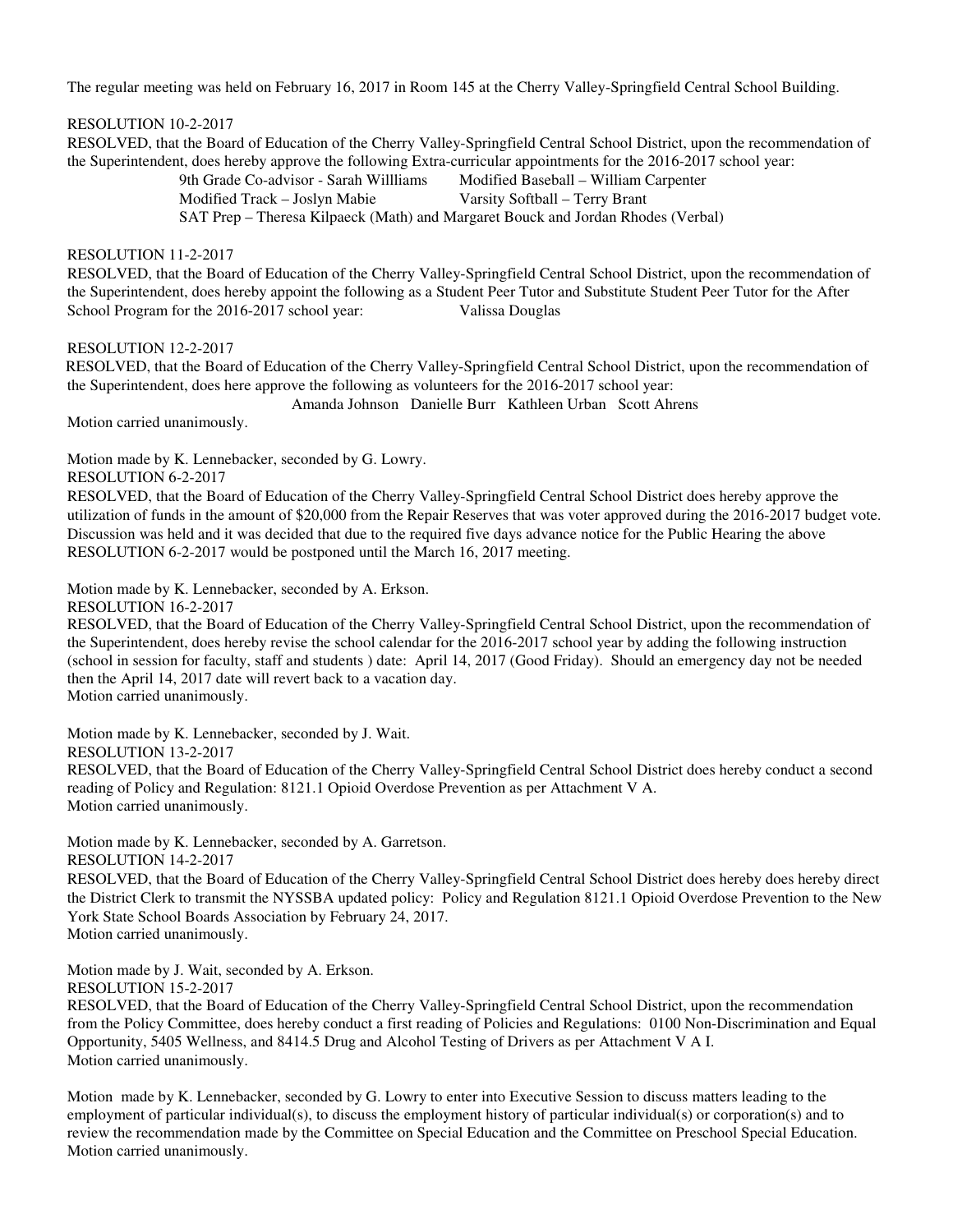The regular meeting was held on February 16, 2017 in Room 145 at the Cherry Valley-Springfield Central School Building.

RESOLUTION 10-2-2017

RESOLVED, that the Board of Education of the Cherry Valley-Springfield Central School District, upon the recommendation of the Superintendent, does hereby approve the following Extra-curricular appointments for the 2016-2017 school year:

9th Grade Co-advisor - Sarah Willliams    Modified Baseball – William Carpenter
Modified Track – Joslyn Mabie    Varsity Softball – Terry Brant
SAT Prep – Theresa Kilpaeck (Math) and Margaret Bouck and Jordan Rhodes (Verbal)

RESOLUTION 11-2-2017

RESOLVED, that the Board of Education of the Cherry Valley-Springfield Central School District, upon the recommendation of the Superintendent, does hereby appoint the following as a Student Peer Tutor and Substitute Student Peer Tutor for the After School Program for the 2016-2017 school year:    Valissa Douglas

RESOLUTION 12-2-2017

RESOLVED, that the Board of Education of the Cherry Valley-Springfield Central School District, upon the recommendation of the Superintendent, does here approve the following as volunteers for the 2016-2017 school year:

Amanda Johnson   Danielle Burr   Kathleen Urban   Scott Ahrens

Motion carried unanimously.

Motion made by K. Lennebacker, seconded by G. Lowry.

RESOLUTION 6-2-2017

RESOLVED, that the Board of Education of the Cherry Valley-Springfield Central School District does hereby approve the utilization of funds in the amount of $20,000 from the Repair Reserves that was voter approved during the 2016-2017 budget vote. Discussion was held and it was decided that due to the required five days advance notice for the Public Hearing the above RESOLUTION 6-2-2017 would be postponed until the March 16, 2017 meeting.

Motion made by K. Lennebacker, seconded by A. Erkson.

RESOLUTION 16-2-2017

RESOLVED, that the Board of Education of the Cherry Valley-Springfield Central School District, upon the recommendation of the Superintendent, does hereby revise the school calendar for the 2016-2017 school year by adding the following instruction (school in session for faculty, staff and students ) date: April 14, 2017 (Good Friday). Should an emergency day not be needed then the April 14, 2017 date will revert back to a vacation day.

Motion carried unanimously.

Motion made by K. Lennebacker, seconded by J. Wait.

RESOLUTION 13-2-2017

RESOLVED, that the Board of Education of the Cherry Valley-Springfield Central School District does hereby conduct a second reading of Policy and Regulation: 8121.1 Opioid Overdose Prevention as per Attachment V A.

Motion carried unanimously.

Motion made by K. Lennebacker, seconded by A. Garretson.

RESOLUTION 14-2-2017

RESOLVED, that the Board of Education of the Cherry Valley-Springfield Central School District does hereby does hereby direct the District Clerk to transmit the NYSSBA updated policy: Policy and Regulation 8121.1 Opioid Overdose Prevention to the New York State School Boards Association by February 24, 2017.

Motion carried unanimously.

Motion made by J. Wait, seconded by A. Erkson.

RESOLUTION 15-2-2017

RESOLVED, that the Board of Education of the Cherry Valley-Springfield Central School District, upon the recommendation from the Policy Committee, does hereby conduct a first reading of Policies and Regulations: 0100 Non-Discrimination and Equal Opportunity, 5405 Wellness, and 8414.5 Drug and Alcohol Testing of Drivers as per Attachment V A I.

Motion carried unanimously.

Motion made by K. Lennebacker, seconded by G. Lowry to enter into Executive Session to discuss matters leading to the employment of particular individual(s), to discuss the employment history of particular individual(s) or corporation(s) and to review the recommendation made by the Committee on Special Education and the Committee on Preschool Special Education.

Motion carried unanimously.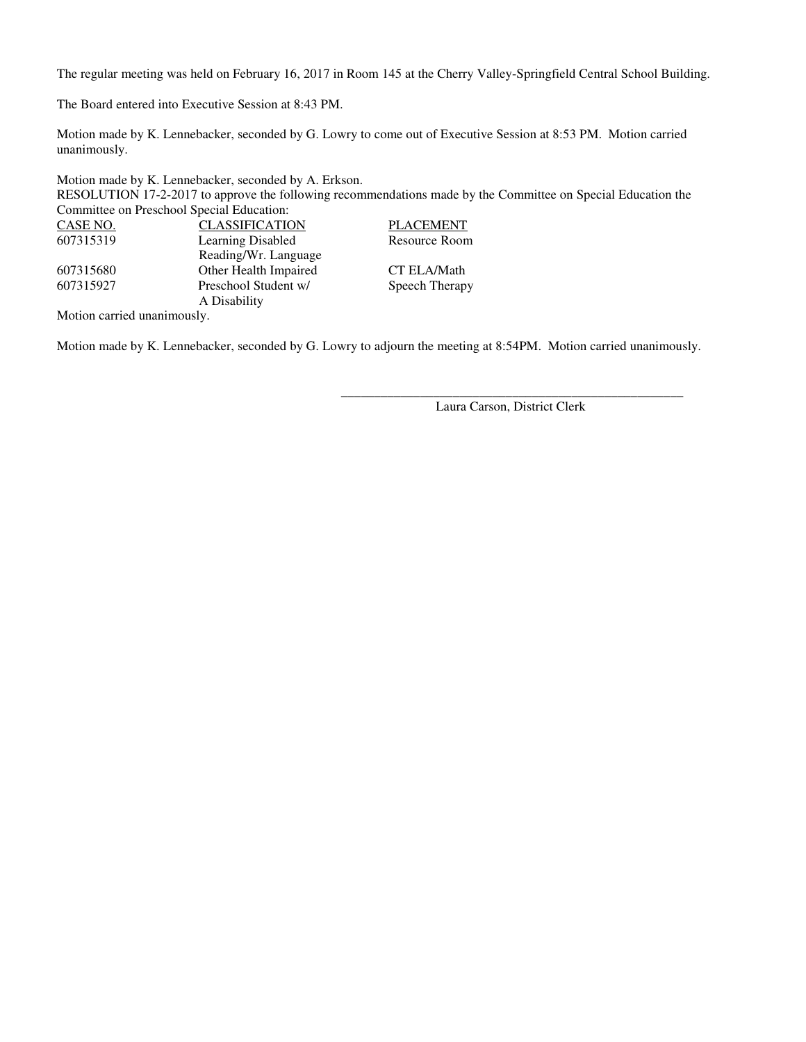The regular meeting was held on February 16, 2017 in Room 145 at the Cherry Valley-Springfield Central School Building.

The Board entered into Executive Session at 8:43 PM.

Motion made by K. Lennebacker, seconded by G. Lowry to come out of Executive Session at 8:53 PM. Motion carried unanimously.

Motion made by K. Lennebacker, seconded by A. Erkson.
RESOLUTION 17-2-2017 to approve the following recommendations made by the Committee on Special Education the Committee on Preschool Special Education:

| CASE NO. | CLASSIFICATION | PLACEMENT |
|---|---|---|
| 607315319 | Learning Disabled Reading/Wr. Language | Resource Room |
| 607315680 | Other Health Impaired | CT ELA/Math |
| 607315927 | Preschool Student w/ A Disability | Speech Therapy |

Motion carried unanimously.

Motion made by K. Lennebacker, seconded by G. Lowry to adjourn the meeting at 8:54PM. Motion carried unanimously.

\_\_\_\_\_\_\_\_\_\_\_\_\_\_\_\_\_\_\_\_\_\_\_\_\_\_\_\_\_\_\_\_\_\_\_\_\_\_\_\_\_\_\_\_\_\_\_\_\_\_

Laura Carson, District Clerk